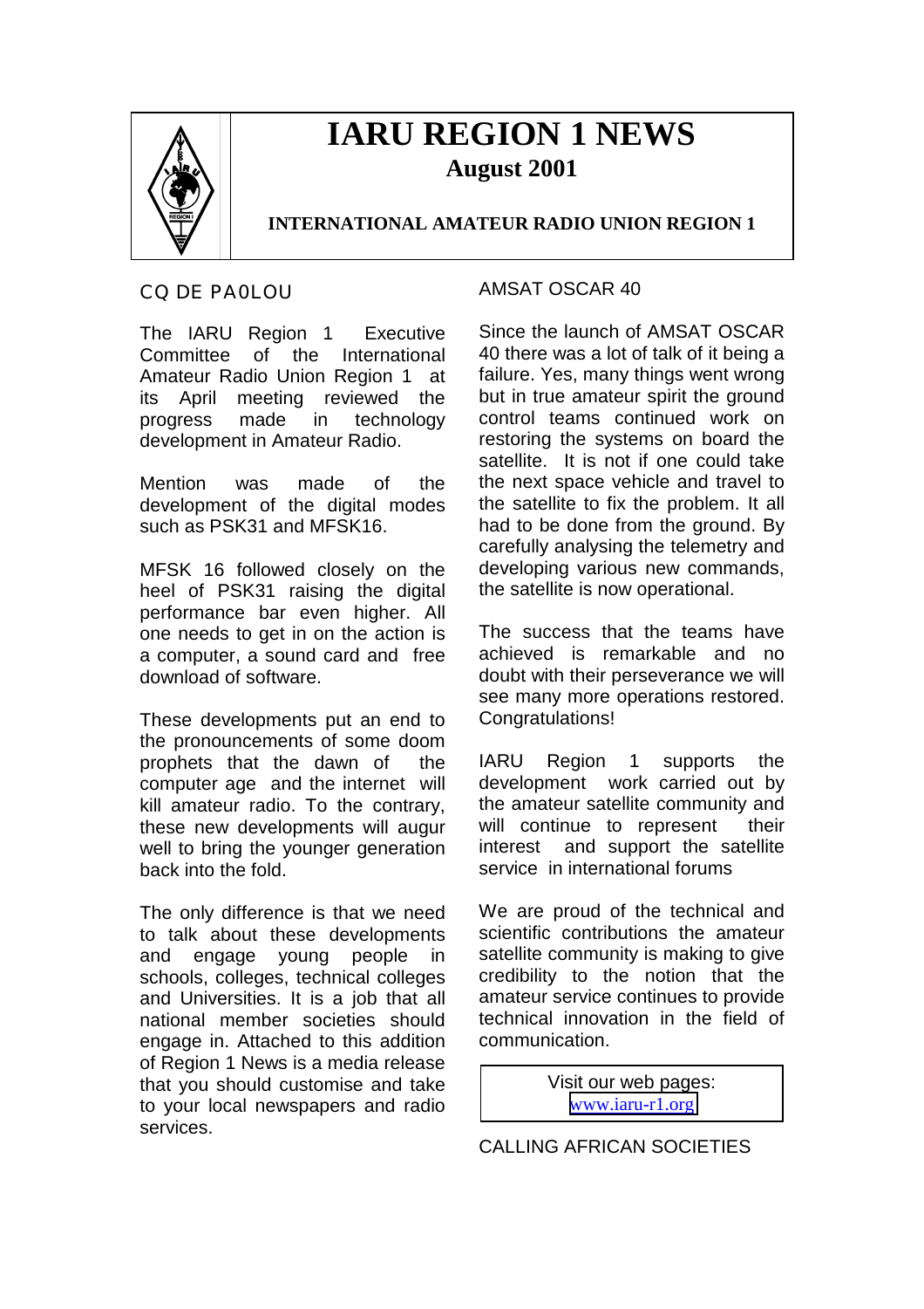# IARU REGION 1 NEWS

**August 2001**

**INTERNATIONAL AMATEUR RADIO UNION REGION 1**

## CQ DE PA0LOU

The IARU Region 1 Executive Committee of the International Amateur Radio Union Region 1 at its April meeting reviewed the progress made in technology development in Amateur Radio.

Mention was made of the development of the digital modes such as PSK31 and MFSK16.

MFSK 16 followed closely on the heel of PSK31 raising the digital performance bar even higher. All one needs to get in on the action is a computer, a sound card and free download of software.

These developments put an end to the pronouncements of some doom prophets that the dawn of the computer age and the internet will kill amateur radio. To the contrary, these new developments will augur well to bring the younger generation back into the fold.

The only difference is that we need to talk about these developments and engage young people in schools, colleges, technical colleges and Universities. It is a job that all national member societies should engage in. Attached to this addition of Region 1 News is a media release that you should customise and take to your local newspapers and radio services.

## AMSAT OSCAR 40

Since the launch of AMSAT OSCAR 40 there was a lot of talk of it being a failure. Yes, many things went wrong but in true amateur spirit the ground control teams continued work on restoring the systems on board the satellite. It is not if one could take the next space vehicle and travel to the satellite to fix the problem. It all had to be done from the ground. By carefully analysing the telemetry and developing various new commands, the satellite is now operational.

The success that the teams have achieved is remarkable and no doubt with their perseverance we will see many more operations restored. Congratulations!

IARU Region 1 supports the development work carried out by the amateur satellite community and will continue to represent their interest and support the satellite service in international forums

We are proud of the technical and scientific contributions the amateur satellite community is making to give credibility to the notion that the amateur service continues to provide technical innovation in the field of communication.

Visit our web pages: www.iaru-r1.org

## CALLING AFRICAN SOCIETIES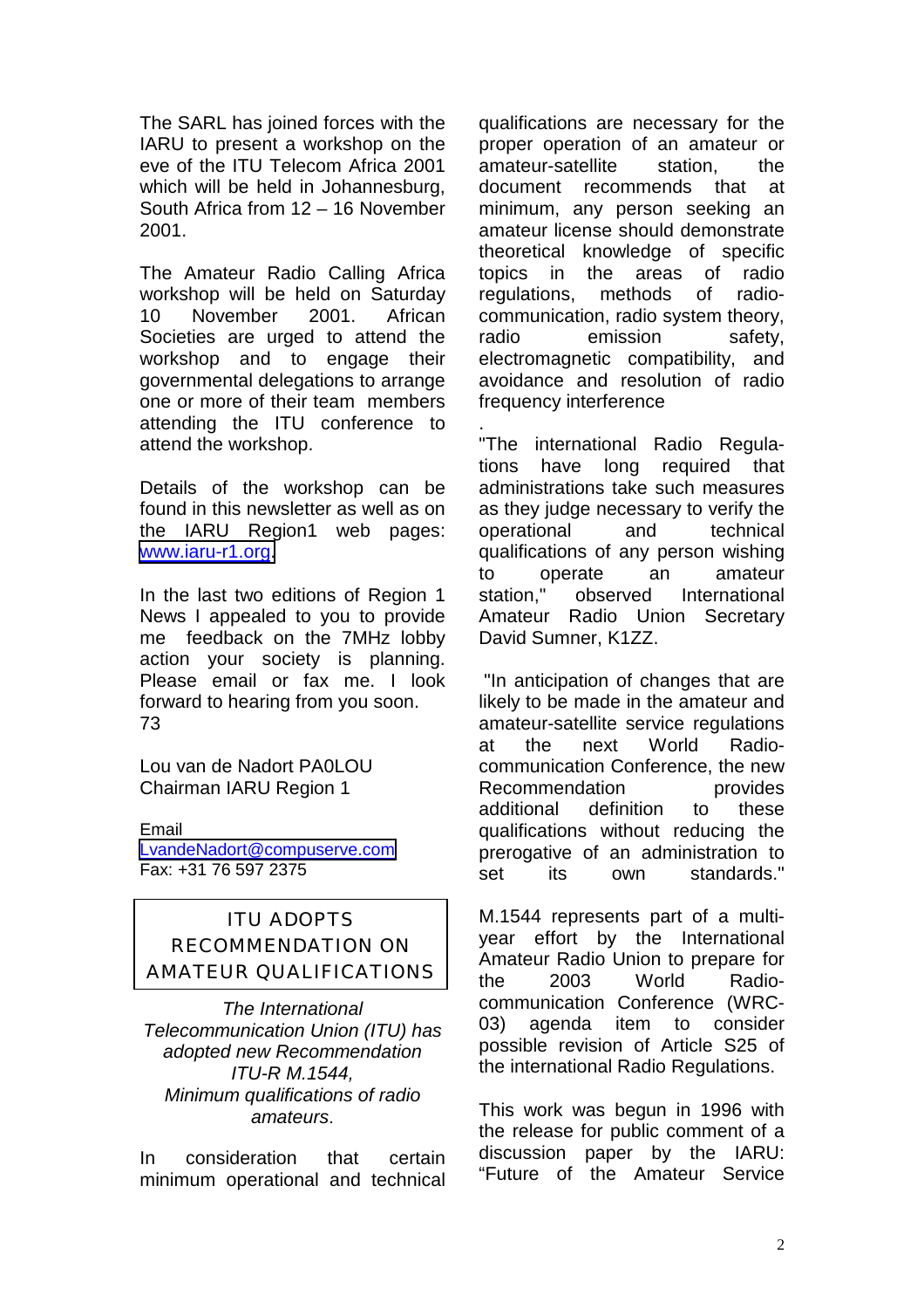The SARL has joined forces with the IARU to present a workshop on the eve of the ITU Telecom Africa 2001 which will be held in Johannesburg, South Africa from 12 – 16 November 2001.

The Amateur Radio Calling Africa workshop will be held on Saturday 10 November 2001. African Societies are urged to attend the workshop and to engage their governmental delegations to arrange one or more of their team members attending the ITU conference to attend the workshop.

Details of the workshop can be found in this newsletter as well as on the IARU Region1 web pages: [www.iaru-r1.org](http://www.iaru-r1.org).

In the last two editions of Region 1 News I appealed to you to provide me feedback on the 7MHz lobby action your society is planning. Please email or fax me. I look forward to hearing from you soon.
73

Lou van de Nadort PA0LOU
Chairman IARU Region 1

Email
[LvandeNadort@compuserve.com](mailto:LvandeNadort@compuserve.com)
Fax: +31 76 597 2375

## ITU ADOPTS RECOMMENDATION ON AMATEUR QUALIFICATIONS

*The International Telecommunication Union (ITU) has adopted new Recommendation ITU-R M.1544, Minimum qualifications of radio amateurs.*

In consideration that certain minimum operational and technical qualifications are necessary for the proper operation of an amateur or amateur-satellite station, the document recommends that at minimum, any person seeking an amateur license should demonstrate theoretical knowledge of specific topics in the areas of radio regulations, methods of radio-communication, radio system theory, radio emission safety, electromagnetic compatibility, and avoidance and resolution of radio frequency interference.

"The international Radio Regulations have long required that administrations take such measures as they judge necessary to verify the operational and technical qualifications of any person wishing to operate an amateur station," observed International Amateur Radio Union Secretary David Sumner, K1ZZ.

"In anticipation of changes that are likely to be made in the amateur and amateur-satellite service regulations at the next World Radio-communication Conference, the new Recommendation provides additional definition to these qualifications without reducing the prerogative of an administration to set its own standards."

M.1544 represents part of a multi-year effort by the International Amateur Radio Union to prepare for the 2003 World Radio-communication Conference (WRC-03) agenda item to consider possible revision of Article S25 of the international Radio Regulations.

This work was begun in 1996 with the release for public comment of a discussion paper by the IARU: "Future of the Amateur Service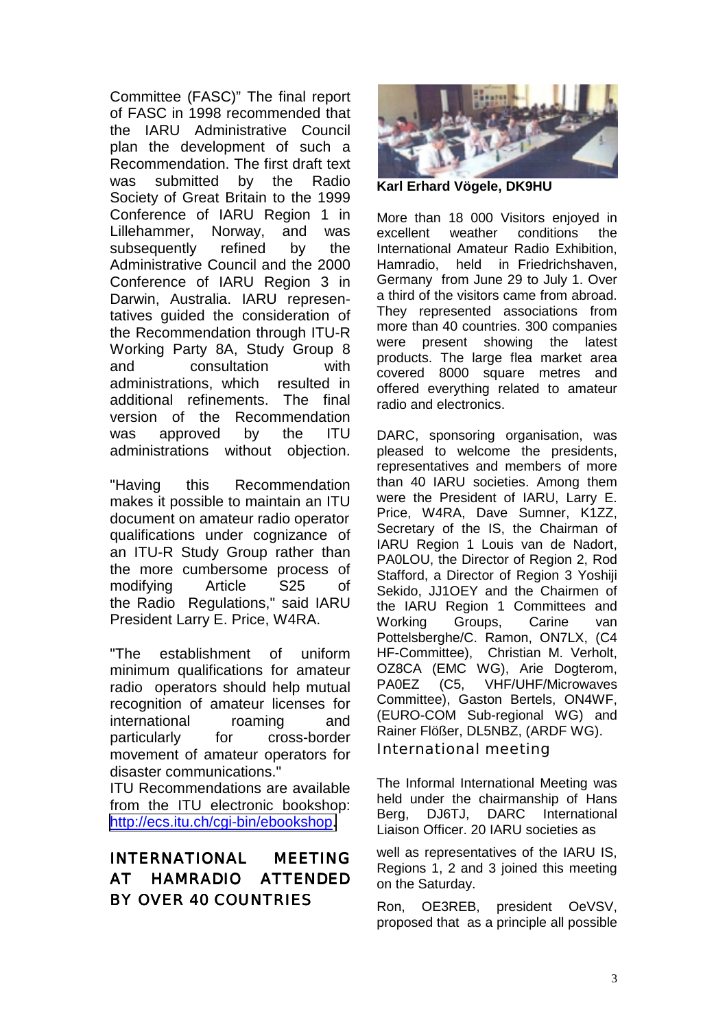Committee (FASC)" The final report of FASC in 1998 recommended that the IARU Administrative Council plan the development of such a Recommendation. The first draft text was submitted by the Radio Society of Great Britain to the 1999 Conference of IARU Region 1 in Lillehammer, Norway, and was subsequently refined by the Administrative Council and the 2000 Conference of IARU Region 3 in Darwin, Australia. IARU representatives guided the consideration of the Recommendation through ITU-R Working Party 8A, Study Group 8 and consultation with administrations, which resulted in additional refinements. The final version of the Recommendation was approved by the ITU administrations without objection.

"Having this Recommendation makes it possible to maintain an ITU document on amateur radio operator qualifications under cognizance of an ITU-R Study Group rather than the more cumbersome process of modifying Article S25 of the Radio Regulations," said IARU President Larry E. Price, W4RA.

"The establishment of uniform minimum qualifications for amateur radio operators should help mutual recognition of amateur licenses for international roaming and particularly for cross-border movement of amateur operators for disaster communications."

ITU Recommendations are available from the ITU electronic bookshop: [http://ecs.itu.ch/cgi-bin/ebookshop](http://ecs.itu.ch/cgi-bin/ebookshop).

## INTERNATIONAL MEETING AT HAMRADIO ATTENDED BY OVER 40 COUNTRIES

**Karl Erhard Vögele, DK9HU**

More than 18 000 Visitors enjoyed in excellent weather conditions the International Amateur Radio Exhibition, Hamradio, held in Friedrichshaven, Germany from June 29 to July 1. Over a third of the visitors came from abroad. They represented associations from more than 40 countries. 300 companies were present showing the latest products. The large flea market area covered 8000 square metres and offered everything related to amateur radio and electronics.

DARC, sponsoring organisation, was pleased to welcome the presidents, representatives and members of more than 40 IARU societies. Among them were the President of IARU, Larry E. Price, W4RA, Dave Sumner, K1ZZ, Secretary of the IS, the Chairman of IARU Region 1 Louis van de Nadort, PA0LOU, the Director of Region 2, Rod Stafford, a Director of Region 3 Yoshiji Sekido, JJ1OEY and the Chairmen of the IARU Region 1 Committees and Working Groups, Carine van Pottelsberghe/C. Ramon, ON7LX, (C4 HF-Committee), Christian M. Verholt, OZ8CA (EMC WG), Arie Dogterom, PA0EZ (C5, VHF/UHF/Microwaves Committee), Gaston Bertels, ON4WF, (EURO-COM Sub-regional WG) and Rainer Flößer, DL5NBZ, (ARDF WG).

### International meeting

The Informal International Meeting was held under the chairmanship of Hans Berg, DJ6TJ, DARC International Liaison Officer. 20 IARU societies as well as representatives of the IARU IS, Regions 1, 2 and 3 joined this meeting on the Saturday.

Ron, OE3REB, president OeVSV, proposed that as a principle all possible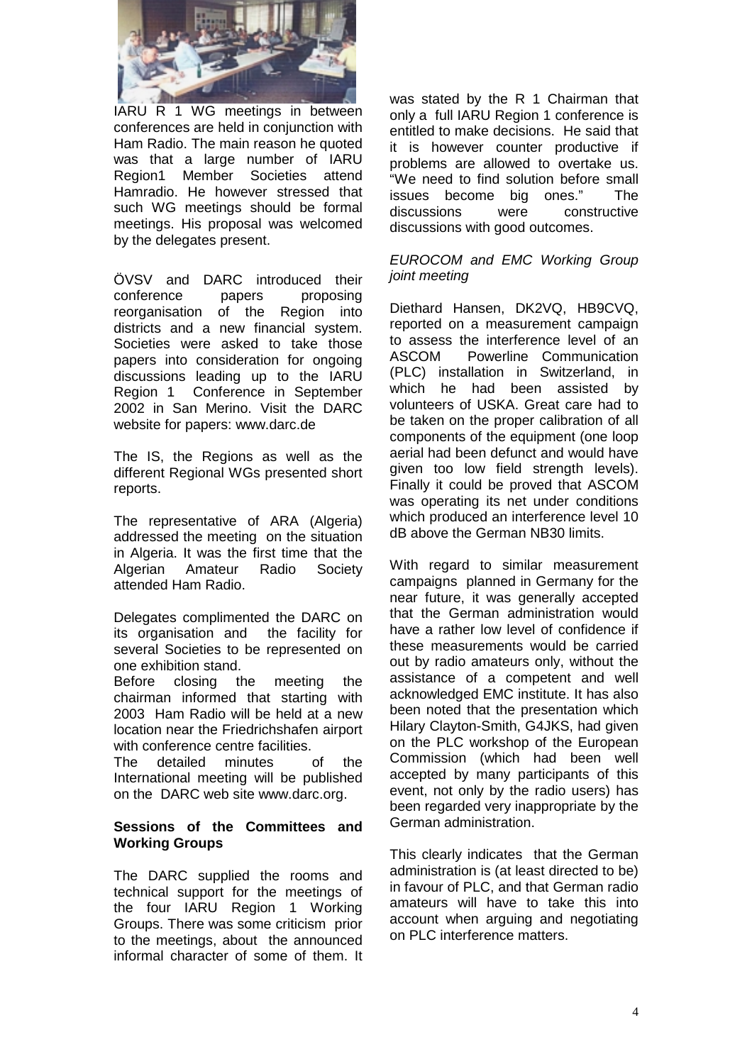IARU R 1 WG meetings in between conferences are held in conjunction with Ham Radio. The main reason he quoted was that a large number of IARU Region1 Member Societies attend Hamradio. He however stressed that such WG meetings should be formal meetings. His proposal was welcomed by the delegates present.

ÖVSV and DARC introduced their conference papers proposing reorganisation of the Region into districts and a new financial system. Societies were asked to take those papers into consideration for ongoing discussions leading up to the IARU Region 1 Conference in September 2002 in San Merino. Visit the DARC website for papers: www.darc.de

The IS, the Regions as well as the different Regional WGs presented short reports.

The representative of ARA (Algeria) addressed the meeting on the situation in Algeria. It was the first time that the Algerian Amateur Radio Society attended Ham Radio.

Delegates complimented the DARC on its organisation and the facility for several Societies to be represented on one exhibition stand.

Before closing the meeting the chairman informed that starting with 2003 Ham Radio will be held at a new location near the Friedrichshafen airport with conference centre facilities.

The detailed minutes of the International meeting will be published on the DARC web site www.darc.org.

**Sessions of the Committees and Working Groups**

The DARC supplied the rooms and technical support for the meetings of the four IARU Region 1 Working Groups. There was some criticism prior to the meetings, about the announced informal character of some of them. It was stated by the R 1 Chairman that only a full IARU Region 1 conference is entitled to make decisions. He said that it is however counter productive if problems are allowed to overtake us. "We need to find solution before small issues become big ones." The discussions were constructive discussions with good outcomes.

*EUROCOM and EMC Working Group joint meeting*

Diethard Hansen, DK2VQ, HB9CVQ, reported on a measurement campaign to assess the interference level of an ASCOM Powerline Communication (PLC) installation in Switzerland, in which he had been assisted by volunteers of USKA. Great care had to be taken on the proper calibration of all components of the equipment (one loop aerial had been defunct and would have given too low field strength levels). Finally it could be proved that ASCOM was operating its net under conditions which produced an interference level 10 dB above the German NB30 limits.

With regard to similar measurement campaigns planned in Germany for the near future, it was generally accepted that the German administration would have a rather low level of confidence if these measurements would be carried out by radio amateurs only, without the assistance of a competent and well acknowledged EMC institute. It has also been noted that the presentation which Hilary Clayton-Smith, G4JKS, had given on the PLC workshop of the European Commission (which had been well accepted by many participants of this event, not only by the radio users) has been regarded very inappropriate by the German administration.

This clearly indicates that the German administration is (at least directed to be) in favour of PLC, and that German radio amateurs will have to take this into account when arguing and negotiating on PLC interference matters.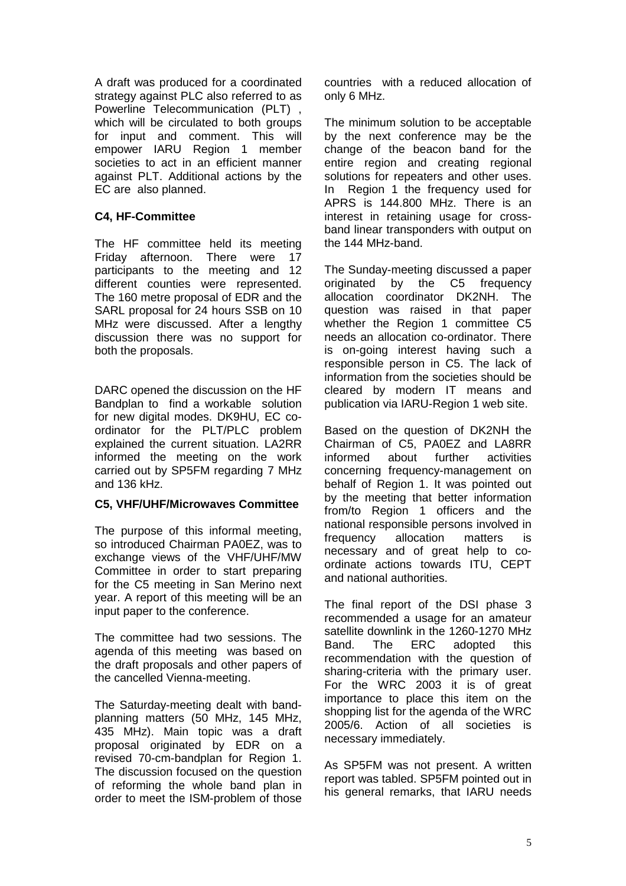A draft was produced for a coordinated strategy against PLC also referred to as Powerline Telecommunication (PLT) , which will be circulated to both groups for input and comment. This will empower IARU Region 1 member societies to act in an efficient manner against PLT. Additional actions by the EC are also planned.

**C4, HF-Committee**

The HF committee held its meeting Friday afternoon. There were 17 participants to the meeting and 12 different counties were represented. The 160 metre proposal of EDR and the SARL proposal for 24 hours SSB on 10 MHz were discussed. After a lengthy discussion there was no support for both the proposals.

DARC opened the discussion on the HF Bandplan to find a workable solution for new digital modes. DK9HU, EC co-ordinator for the PLT/PLC problem explained the current situation. LA2RR informed the meeting on the work carried out by SP5FM regarding 7 MHz and 136 kHz.

**C5, VHF/UHF/Microwaves Committee**

The purpose of this informal meeting, so introduced Chairman PA0EZ, was to exchange views of the VHF/UHF/MW Committee in order to start preparing for the C5 meeting in San Merino next year. A report of this meeting will be an input paper to the conference.

The committee had two sessions. The agenda of this meeting was based on the draft proposals and other papers of the cancelled Vienna-meeting.

The Saturday-meeting dealt with band-planning matters (50 MHz, 145 MHz, 435 MHz). Main topic was a draft proposal originated by EDR on a revised 70-cm-bandplan for Region 1. The discussion focused on the question of reforming the whole band plan in order to meet the ISM-problem of those countries with a reduced allocation of only 6 MHz.

The minimum solution to be acceptable by the next conference may be the change of the beacon band for the entire region and creating regional solutions for repeaters and other uses. In Region 1 the frequency used for APRS is 144.800 MHz. There is an interest in retaining usage for cross-band linear transponders with output on the 144 MHz-band.

The Sunday-meeting discussed a paper originated by the C5 frequency allocation coordinator DK2NH. The question was raised in that paper whether the Region 1 committee C5 needs an allocation co-ordinator. There is on-going interest having such a responsible person in C5. The lack of information from the societies should be cleared by modern IT means and publication via IARU-Region 1 web site.

Based on the question of DK2NH the Chairman of C5, PA0EZ and LA8RR informed about further activities concerning frequency-management on behalf of Region 1. It was pointed out by the meeting that better information from/to Region 1 officers and the national responsible persons involved in frequency allocation matters is necessary and of great help to co-ordinate actions towards ITU, CEPT and national authorities.

The final report of the DSI phase 3 recommended a usage for an amateur satellite downlink in the 1260-1270 MHz Band. The ERC adopted this recommendation with the question of sharing-criteria with the primary user. For the WRC 2003 it is of great importance to place this item on the shopping list for the agenda of the WRC 2005/6. Action of all societies is necessary immediately.

As SP5FM was not present. A written report was tabled. SP5FM pointed out in his general remarks, that IARU needs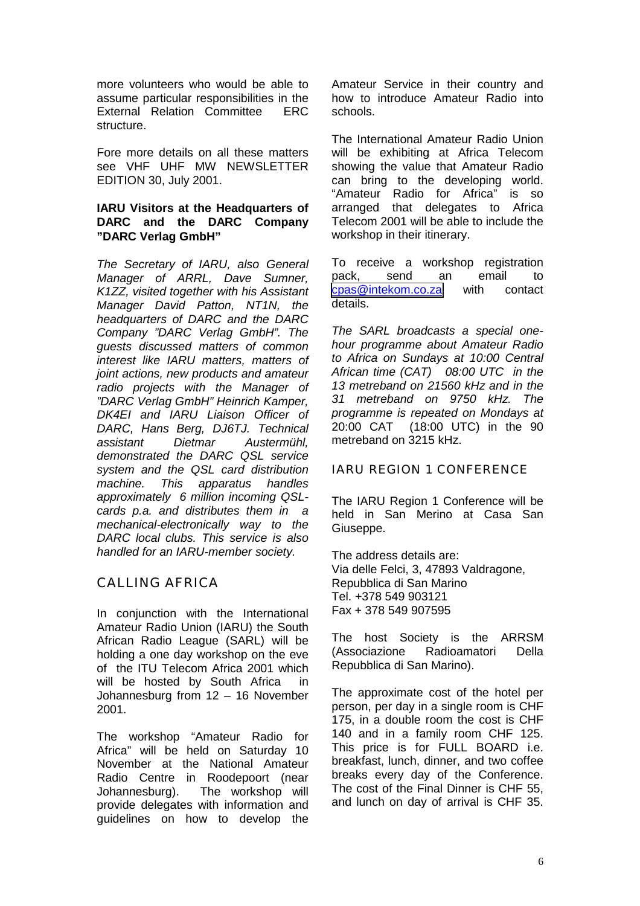more volunteers who would be able to assume particular responsibilities in the External Relation Committee ERC structure.

Fore more details on all these matters see VHF UHF MW NEWSLETTER EDITION 30, July 2001.

**IARU Visitors at the Headquarters of DARC and the DARC Company "DARC Verlag GmbH"**

*The Secretary of IARU, also General Manager of ARRL, Dave Sumner, K1ZZ, visited together with his Assistant Manager David Patton, NT1N, the headquarters of DARC and the DARC Company "DARC Verlag GmbH". The guests discussed matters of common interest like IARU matters, matters of joint actions, new products and amateur radio projects with the Manager of "DARC Verlag GmbH" Heinrich Kamper, DK4EI and IARU Liaison Officer of DARC, Hans Berg, DJ6TJ. Technical assistant Dietmar Austermühl, demonstrated the DARC QSL service system and the QSL card distribution machine. This apparatus handles approximately 6 million incoming QSL-cards p.a. and distributes them in a mechanical-electronically way to the DARC local clubs. This service is also handled for an IARU-member society.*

## CALLING AFRICA

In conjunction with the International Amateur Radio Union (IARU) the South African Radio League (SARL) will be holding a one day workshop on the eve of the ITU Telecom Africa 2001 which will be hosted by South Africa in Johannesburg from 12 – 16 November 2001.

The workshop "Amateur Radio for Africa" will be held on Saturday 10 November at the National Amateur Radio Centre in Roodepoort (near Johannesburg). The workshop will provide delegates with information and guidelines on how to develop the Amateur Service in their country and how to introduce Amateur Radio into schools.

The International Amateur Radio Union will be exhibiting at Africa Telecom showing the value that Amateur Radio can bring to the developing world. "Amateur Radio for Africa" is so arranged that delegates to Africa Telecom 2001 will be able to include the workshop in their itinerary.

To receive a workshop registration pack, send an email to cpas@intekom.co.za with contact details.

*The SARL broadcasts a special one-hour programme about Amateur Radio to Africa on Sundays at 10:00 Central African time (CAT) 08:00 UTC in the 13 metreband on 21560 kHz and in the 31 metreband on 9750 kHz. The programme is repeated on Mondays at* 20:00 CAT (18:00 UTC) in the 90 metreband on 3215 kHz.

## IARU REGION 1 CONFERENCE

The IARU Region 1 Conference will be held in San Merino at Casa San Giuseppe.

The address details are:
Via delle Felci, 3, 47893 Valdragone,
Repubblica di San Marino
Tel. +378 549 903121
Fax + 378 549 907595

The host Society is the ARRSM (Associazione Radioamatori Della Repubblica di San Marino).

The approximate cost of the hotel per person, per day in a single room is CHF 175, in a double room the cost is CHF 140 and in a family room CHF 125. This price is for FULL BOARD i.e. breakfast, lunch, dinner, and two coffee breaks every day of the Conference. The cost of the Final Dinner is CHF 55, and lunch on day of arrival is CHF 35.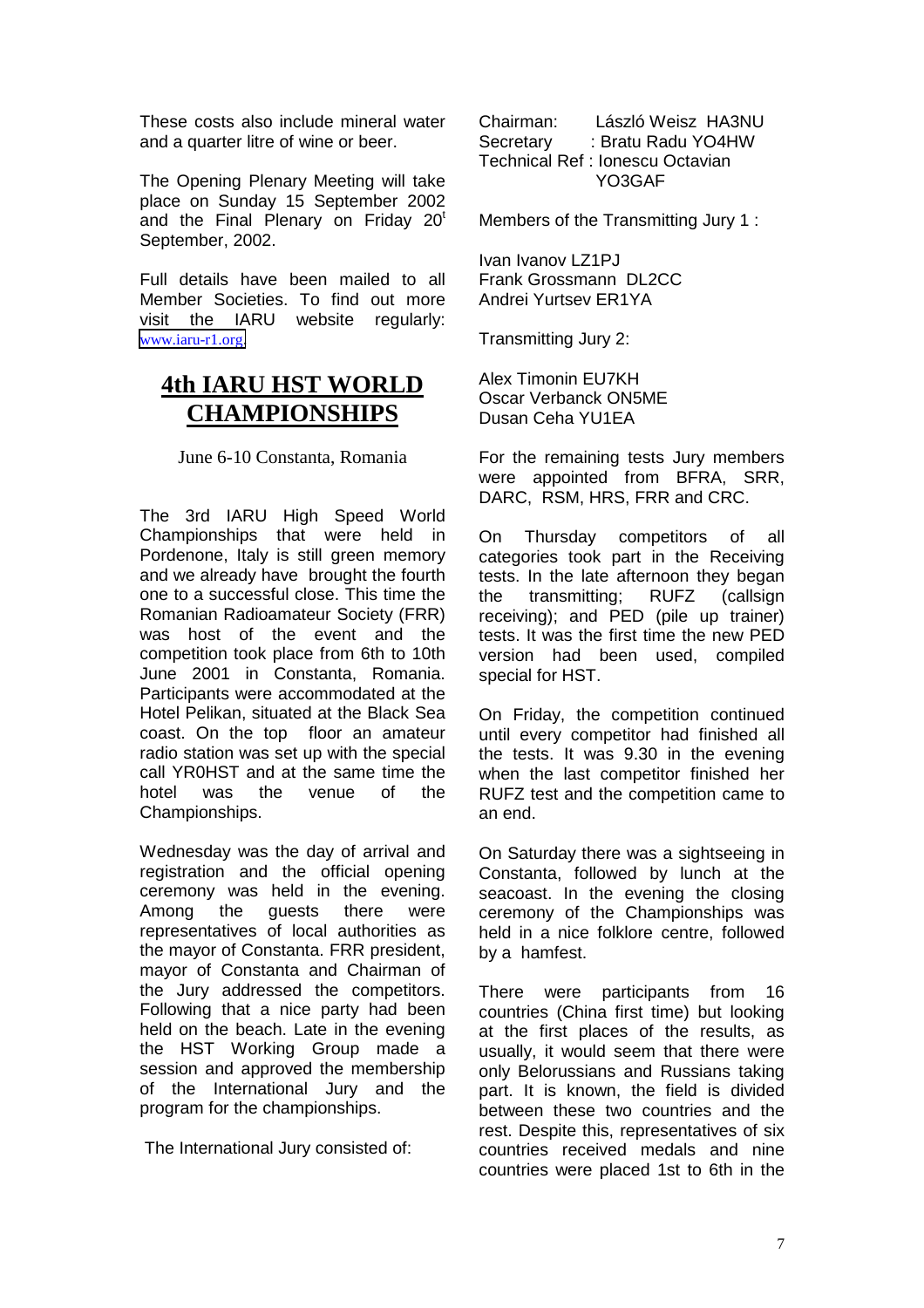These costs also include mineral water and a quarter litre of wine or beer.

The Opening Plenary Meeting will take place on Sunday 15 September 2002 and the Final Plenary on Friday 20[t] September, 2002.

Full details have been mailed to all Member Societies. To find out more visit the IARU website regularly: www.iaru-r1.org.

# 4th IARU HST WORLD CHAMPIONSHIPS

June 6-10 Constanta, Romania

The 3rd IARU High Speed World Championships that were held in Pordenone, Italy is still green memory and we already have brought the fourth one to a successful close. This time the Romanian Radioamateur Society (FRR) was host of the event and the competition took place from 6th to 10th June 2001 in Constanta, Romania. Participants were accommodated at the Hotel Pelikan, situated at the Black Sea coast. On the top floor an amateur radio station was set up with the special call YR0HST and at the same time the hotel was the venue of the Championships.

Wednesday was the day of arrival and registration and the official opening ceremony was held in the evening. Among the guests there were representatives of local authorities as the mayor of Constanta. FRR president, mayor of Constanta and Chairman of the Jury addressed the competitors. Following that a nice party had been held on the beach. Late in the evening the HST Working Group made a session and approved the membership of the International Jury and the program for the championships.

The International Jury consisted of:

Chairman: László Weisz HA3NU
Secretary : Bratu Radu YO4HW
Technical Ref : Ionescu Octavian YO3GAF

Members of the Transmitting Jury 1 :

Ivan Ivanov LZ1PJ
Frank Grossmann DL2CC
Andrei Yurtsev ER1YA

Transmitting Jury 2:

Alex Timonin EU7KH
Oscar Verbanck ON5ME
Dusan Ceha YU1EA

For the remaining tests Jury members were appointed from BFRA, SRR, DARC, RSM, HRS, FRR and CRC.

On Thursday competitors of all categories took part in the Receiving tests. In the late afternoon they began the transmitting; RUFZ (callsign receiving); and PED (pile up trainer) tests. It was the first time the new PED version had been used, compiled special for HST.

On Friday, the competition continued until every competitor had finished all the tests. It was 9.30 in the evening when the last competitor finished her RUFZ test and the competition came to an end.

On Saturday there was a sightseeing in Constanta, followed by lunch at the seacoast. In the evening the closing ceremony of the Championships was held in a nice folklore centre, followed by a hamfest.

There were participants from 16 countries (China first time) but looking at the first places of the results, as usually, it would seem that there were only Belorussians and Russians taking part. It is known, the field is divided between these two countries and the rest. Despite this, representatives of six countries received medals and nine countries were placed 1st to 6th in the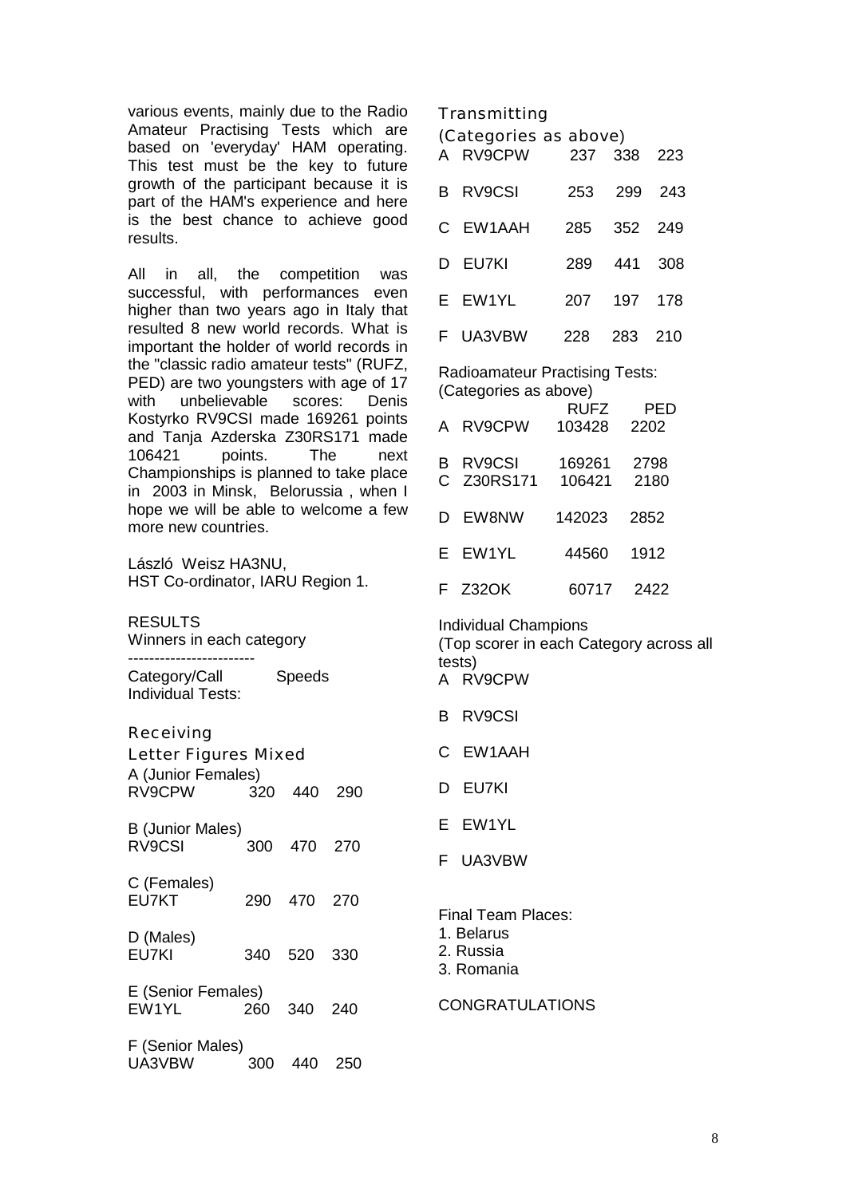various events, mainly due to the Radio Amateur Practising Tests which are based on 'everyday' HAM operating. This test must be the key to future growth of the participant because it is part of the HAM's experience and here is the best chance to achieve good results.

All in all, the competition was successful, with performances even higher than two years ago in Italy that resulted 8 new world records. What is important the holder of world records in the "classic radio amateur tests" (RUFZ, PED) are two youngsters with age of 17 with unbelievable scores: Denis Kostyrko RV9CSI made 169261 points and Tanja Azderska Z30RS171 made 106421 points. The next Championships is planned to take place in 2003 in Minsk, Belorussia , when I hope we will be able to welcome a few more new countries.

László Weisz HA3NU,
HST Co-ordinator, IARU Region 1.

RESULTS
Winners in each category

------------------------

Category/Call Speeds
Individual Tests:

### Receiving

Letter Figures Mixed

| Category/Call | Letter | Figures | Mixed |
|---|---|---|---|
| A (Junior Females) | | | |
| RV9CPW | 320 | 440 | 290 |
| B (Junior Males) | | | |
| RV9CSI | 300 | 470 | 270 |
| C (Females) | | | |
| EU7KT | 290 | 470 | 270 |
| D (Males) | | | |
| EU7KI | 340 | 520 | 330 |
| E (Senior Females) | | | |
| EW1YL | 260 | 340 | 240 |
| F (Senior Males) | | | |
| UA3VBW | 300 | 440 | 250 |

### Transmitting

(Categories as above)

| Category | Call | Letter | Figures | Mixed |
|---|---|---|---|---|
| A | RV9CPW | 237 | 338 | 223 |
| B | RV9CSI | 253 | 299 | 243 |
| C | EW1AAH | 285 | 352 | 249 |
| D | EU7KI | 289 | 441 | 308 |
| E | EW1YL | 207 | 197 | 178 |
| F | UA3VBW | 228 | 283 | 210 |

Radioamateur Practising Tests:
(Categories as above)

| Category | Call | RUFZ | PED |
|---|---|---|---|
| A | RV9CPW | 103428 | 2202 |
| B | RV9CSI | 169261 | 2798 |
| C | Z30RS171 | 106421 | 2180 |
| D | EW8NW | 142023 | 2852 |
| E | EW1YL | 44560 | 1912 |
| F | Z32OK | 60717 | 2422 |

Individual Champions
(Top scorer in each Category across all tests)

- A RV9CPW
- B RV9CSI
- C EW1AAH
- D EU7KI
- E EW1YL
- F UA3VBW

Final Team Places:
1. Belarus
2. Russia
3. Romania

CONGRATULATIONS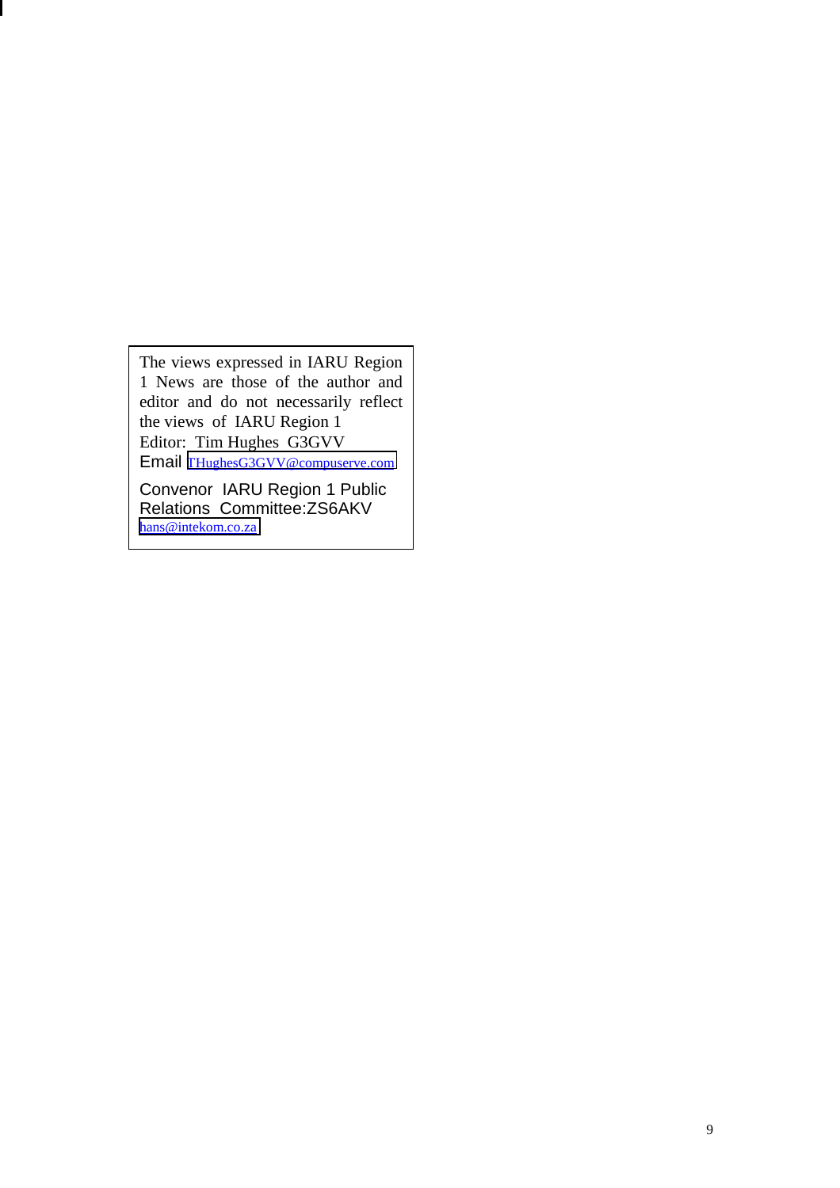The views expressed in IARU Region 1 News are those of the author and editor and do not necessarily reflect the views of IARU Region 1

Editor: Tim Hughes G3GVV

Email THughesG3GVV@compuserve.com

Convenor IARU Region 1 Public Relations Committee:ZS6AKV

hans@intekom.co.za